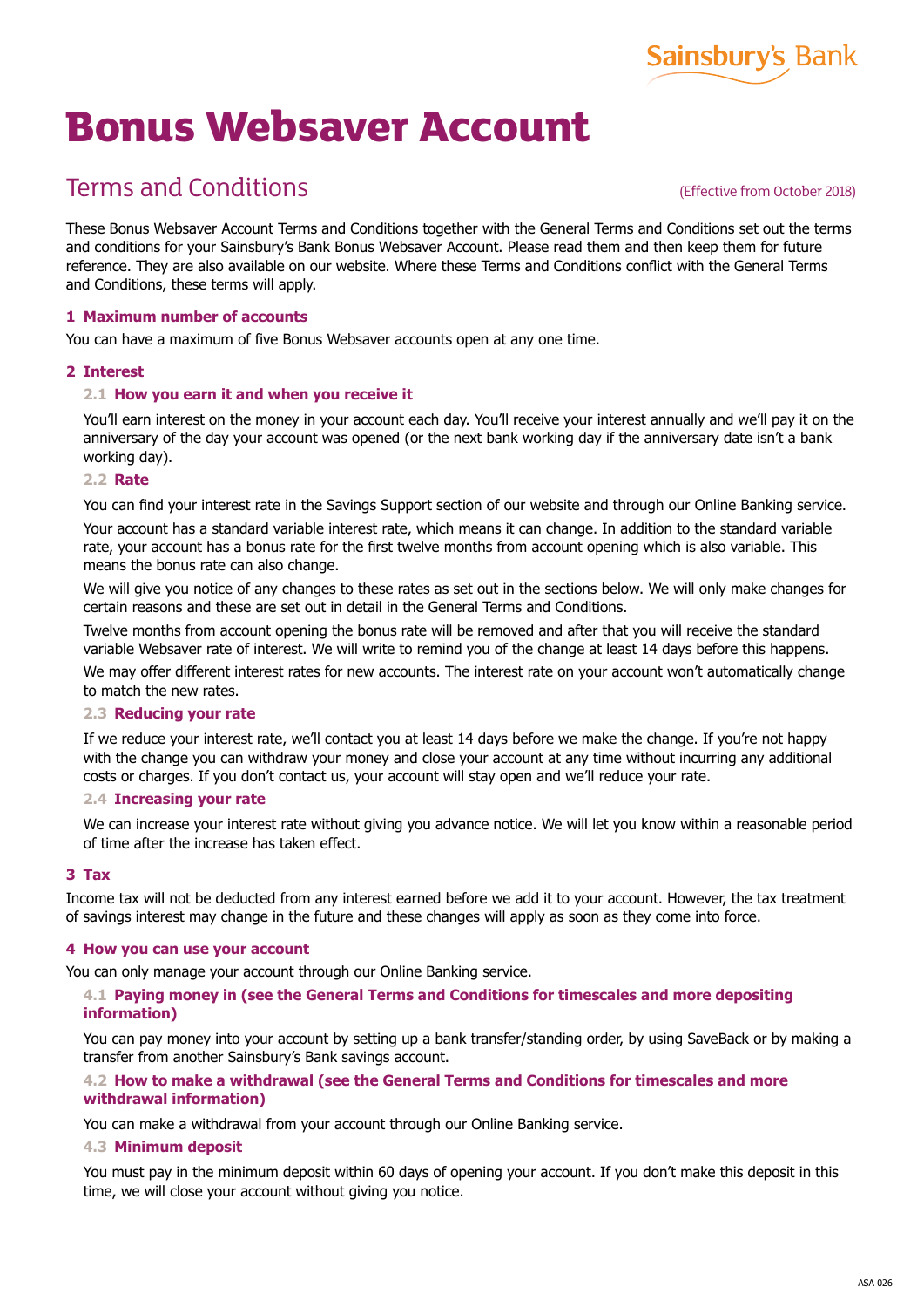Sainsbury's Bank

# Bonus Websaver Account

## Terms and Conditions

(Effective from October 2018)

These Bonus Websaver Account Terms and Conditions together with the General Terms and Conditions set out the terms and conditions for your Sainsbury's Bank Bonus Websaver Account. Please read them and then keep them for future reference. They are also available on our website. Where these Terms and Conditions conflict with the General Terms and Conditions, these terms will apply.

### 1 Maximum number of accounts

You can have a maximum of five Bonus Websaver accounts open at any one time.

### 2 Interest

#### 2.1 How you earn it and when you receive it

You'll earn interest on the money in your account each day. You'll receive your interest annually and we'll pay it on the anniversary of the day your account was opened (or the next bank working day if the anniversary date isn't a bank working day).

#### 2.2 Rate

You can find your interest rate in the Savings Support section of our website and through our Online Banking service.

Your account has a standard variable interest rate, which means it can change. In addition to the standard variable rate, your account has a bonus rate for the first twelve months from account opening which is also variable. This means the bonus rate can also change.

We will give you notice of any changes to these rates as set out in the sections below. We will only make changes for certain reasons and these are set out in detail in the General Terms and Conditions.

Twelve months from account opening the bonus rate will be removed and after that you will receive the standard variable Websaver rate of interest. We will write to remind you of the change at least 14 days before this happens.

We may offer different interest rates for new accounts. The interest rate on your account won't automatically change to match the new rates.

#### 2.3 Reducing your rate

If we reduce your interest rate, we'll contact you at least 14 days before we make the change. If you're not happy with the change you can withdraw your money and close your account at any time without incurring any additional costs or charges. If you don't contact us, your account will stay open and we'll reduce your rate.

#### 2.4 Increasing your rate

We can increase your interest rate without giving you advance notice. We will let you know within a reasonable period of time after the increase has taken effect.

### 3 Tax

Income tax will not be deducted from any interest earned before we add it to your account. However, the tax treatment of savings interest may change in the future and these changes will apply as soon as they come into force.

### 4 How you can use your account

You can only manage your account through our Online Banking service.

#### 4.1 Paying money in (see the General Terms and Conditions for timescales and more depositing information)

You can pay money into your account by setting up a bank transfer/standing order, by using SaveBack or by making a transfer from another Sainsbury's Bank savings account.

#### 4.2 How to make a withdrawal (see the General Terms and Conditions for timescales and more withdrawal information)

You can make a withdrawal from your account through our Online Banking service.

#### 4.3 Minimum deposit

You must pay in the minimum deposit within 60 days of opening your account. If you don't make this deposit in this time, we will close your account without giving you notice.

ASA 026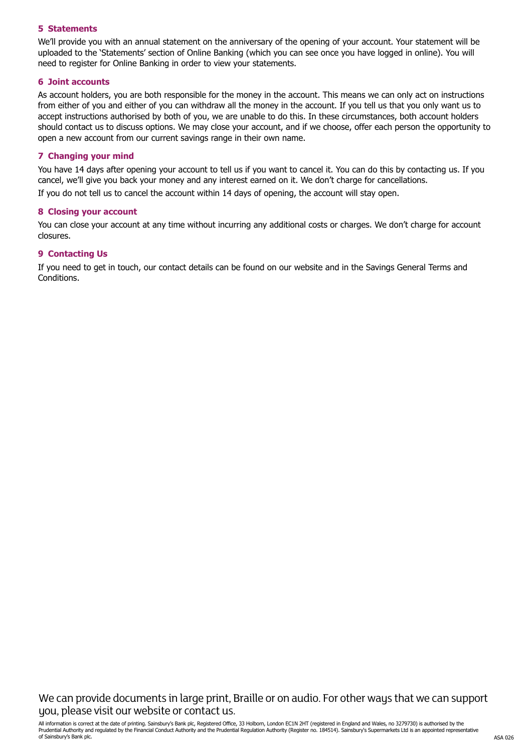## 5 Statements

We'll provide you with an annual statement on the anniversary of the opening of your account. Your statement will be uploaded to the 'Statements' section of Online Banking (which you can see once you have logged in online). You will need to register for Online Banking in order to view your statements.

## 6 Joint accounts

As account holders, you are both responsible for the money in the account. This means we can only act on instructions from either of you and either of you can withdraw all the money in the account. If you tell us that you only want us to accept instructions authorised by both of you, we are unable to do this. In these circumstances, both account holders should contact us to discuss options. We may close your account, and if we choose, offer each person the opportunity to open a new account from our current savings range in their own name.

## 7 Changing your mind

You have 14 days after opening your account to tell us if you want to cancel it. You can do this by contacting us. If you cancel, we'll give you back your money and any interest earned on it. We don't charge for cancellations.

If you do not tell us to cancel the account within 14 days of opening, the account will stay open.

## 8 Closing your account

You can close your account at any time without incurring any additional costs or charges. We don't charge for account closures.

## 9 Contacting Us

If you need to get in touch, our contact details can be found on our website and in the Savings General Terms and Conditions.

We can provide documents in large print, Braille or on audio. For other ways that we can support you, please visit our website or contact us.

All information is correct at the date of printing. Sainsbury's Bank plc, Registered Office, 33 Holborn, London EC1N 2HT (registered in England and Wales, no 3279730) is authorised by the Prudential Authority and regulated by the Financial Conduct Authority and the Prudential Regulation Authority (Register no. 184514). Sainsbury's Supermarkets Ltd is an appointed representative of Sainsbury's Bank plc.

ASA 026